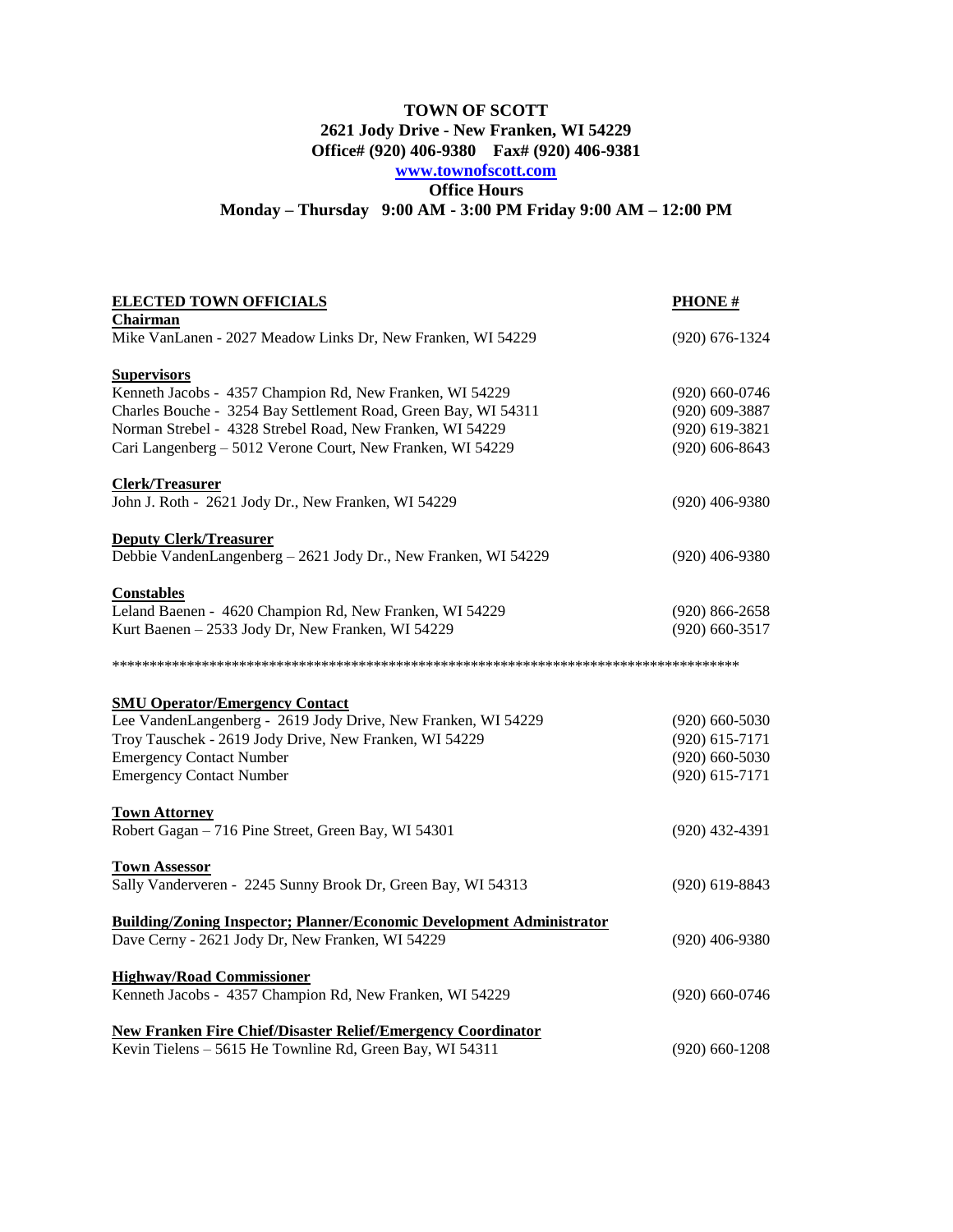# TOWN OF SCOTT

**2621 Jody Drive - New Franken, WI 54229**

**Office# (920) 406-9380 Fax# (920) 406-9381**

**[www.townofscott.com](http://www.townofscott.com)**

**Office Hours**

**Monday – Thursday 9:00 AM - 3:00 PM Friday 9:00 AM – 12:00 PM**

| **ELECTED TOWN OFFICIALS** | **PHONE #** |
|---|---|
| **Chairman** | |
| Mike VanLanen - 2027 Meadow Links Dr, New Franken, WI 54229 | (920) 676-1324 |
| **Supervisors** | |
| Kenneth Jacobs - 4357 Champion Rd, New Franken, WI 54229 | (920) 660-0746 |
| Charles Bouche - 3254 Bay Settlement Road, Green Bay, WI 54311 | (920) 609-3887 |
| Norman Strebel - 4328 Strebel Road, New Franken, WI 54229 | (920) 619-3821 |
| Cari Langenberg – 5012 Verone Court, New Franken, WI 54229 | (920) 606-8643 |
| **Clerk/Treasurer** | |
| John J. Roth - 2621 Jody Dr., New Franken, WI 54229 | (920) 406-9380 |
| **Deputy Clerk/Treasurer** | |
| Debbie VandenLangenberg – 2621 Jody Dr., New Franken, WI 54229 | (920) 406-9380 |
| **Constables** | |
| Leland Baenen - 4620 Champion Rd, New Franken, WI 54229 | (920) 866-2658 |
| Kurt Baenen – 2533 Jody Dr, New Franken, WI 54229 | (920) 660-3517 |

*************************************************************************************

| | |
|---|---|
| **SMU Operator/Emergency Contact** | |
| Lee VandenLangenberg - 2619 Jody Drive, New Franken, WI 54229 | (920) 660-5030 |
| Troy Tauschek - 2619 Jody Drive, New Franken, WI 54229 | (920) 615-7171 |
| Emergency Contact Number | (920) 660-5030 |
| Emergency Contact Number | (920) 615-7171 |
| **Town Attorney** | |
| Robert Gagan – 716 Pine Street, Green Bay, WI 54301 | (920) 432-4391 |
| **Town Assessor** | |
| Sally Vanderveren - 2245 Sunny Brook Dr, Green Bay, WI 54313 | (920) 619-8843 |
| **Building/Zoning Inspector; Planner/Economic Development Administrator** | |
| Dave Cerny - 2621 Jody Dr, New Franken, WI 54229 | (920) 406-9380 |
| **Highway/Road Commissioner** | |
| Kenneth Jacobs - 4357 Champion Rd, New Franken, WI 54229 | (920) 660-0746 |
| **New Franken Fire Chief/Disaster Relief/Emergency Coordinator** | |
| Kevin Tielens – 5615 He Townline Rd, Green Bay, WI 54311 | (920) 660-1208 |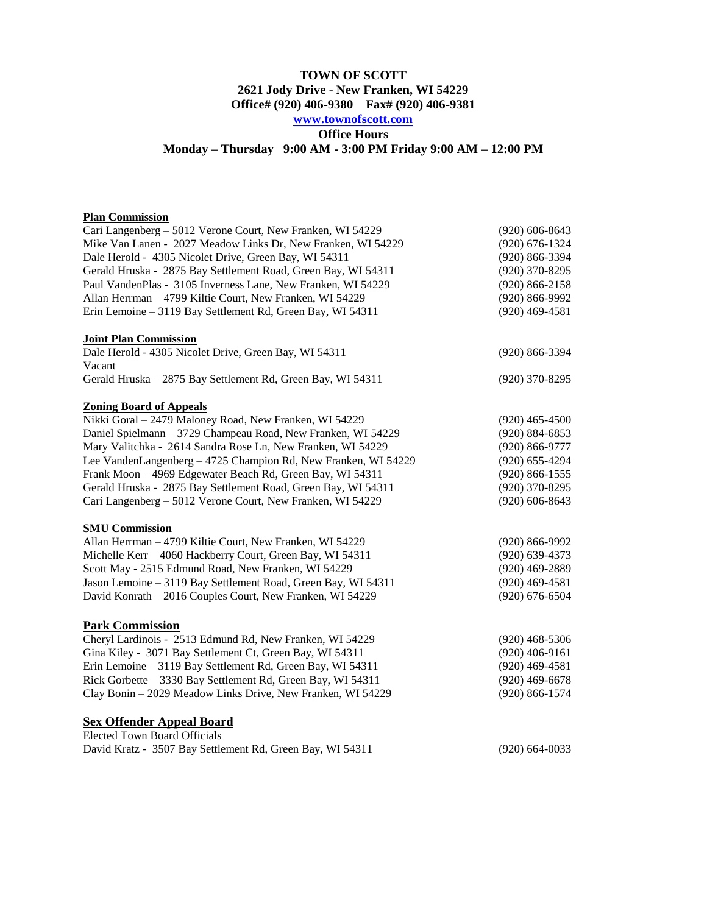**TOWN OF SCOTT**
**2621 Jody Drive - New Franken, WI 54229**
**Office# (920) 406-9380 Fax# (920) 406-9381**
**www.townofscott.com**
**Office Hours**
**Monday – Thursday 9:00 AM - 3:00 PM Friday 9:00 AM – 12:00 PM**

**Plan Commission**

| | |
|---|---|
| Cari Langenberg – 5012 Verone Court, New Franken, WI 54229 | (920) 606-8643 |
| Mike Van Lanen - 2027 Meadow Links Dr, New Franken, WI 54229 | (920) 676-1324 |
| Dale Herold - 4305 Nicolet Drive, Green Bay, WI 54311 | (920) 866-3394 |
| Gerald Hruska - 2875 Bay Settlement Road, Green Bay, WI 54311 | (920) 370-8295 |
| Paul VandenPlas - 3105 Inverness Lane, New Franken, WI 54229 | (920) 866-2158 |
| Allan Herrman – 4799 Kiltie Court, New Franken, WI 54229 | (920) 866-9992 |
| Erin Lemoine – 3119 Bay Settlement Rd, Green Bay, WI 54311 | (920) 469-4581 |

**Joint Plan Commission**

| | |
|---|---|
| Dale Herold - 4305 Nicolet Drive, Green Bay, WI 54311 | (920) 866-3394 |
| Vacant | |
| Gerald Hruska – 2875 Bay Settlement Rd, Green Bay, WI 54311 | (920) 370-8295 |

**Zoning Board of Appeals**

| | |
|---|---|
| Nikki Goral – 2479 Maloney Road, New Franken, WI 54229 | (920) 465-4500 |
| Daniel Spielmann – 3729 Champeau Road, New Franken, WI 54229 | (920) 884-6853 |
| Mary Valitchka - 2614 Sandra Rose Ln, New Franken, WI 54229 | (920) 866-9777 |
| Lee VandenLangenberg – 4725 Champion Rd, New Franken, WI 54229 | (920) 655-4294 |
| Frank Moon – 4969 Edgewater Beach Rd, Green Bay, WI 54311 | (920) 866-1555 |
| Gerald Hruska - 2875 Bay Settlement Road, Green Bay, WI 54311 | (920) 370-8295 |
| Cari Langenberg – 5012 Verone Court, New Franken, WI 54229 | (920) 606-8643 |

**SMU Commission**

| | |
|---|---|
| Allan Herrman – 4799 Kiltie Court, New Franken, WI 54229 | (920) 866-9992 |
| Michelle Kerr – 4060 Hackberry Court, Green Bay, WI 54311 | (920) 639-4373 |
| Scott May - 2515 Edmund Road, New Franken, WI 54229 | (920) 469-2889 |
| Jason Lemoine – 3119 Bay Settlement Road, Green Bay, WI 54311 | (920) 469-4581 |
| David Konrath – 2016 Couples Court, New Franken, WI 54229 | (920) 676-6504 |

**Park Commission**

| | |
|---|---|
| Cheryl Lardinois - 2513 Edmund Rd, New Franken, WI 54229 | (920) 468-5306 |
| Gina Kiley - 3071 Bay Settlement Ct, Green Bay, WI 54311 | (920) 406-9161 |
| Erin Lemoine – 3119 Bay Settlement Rd, Green Bay, WI 54311 | (920) 469-4581 |
| Rick Gorbette – 3330 Bay Settlement Rd, Green Bay, WI 54311 | (920) 469-6678 |
| Clay Bonin – 2029 Meadow Links Drive, New Franken, WI 54229 | (920) 866-1574 |

**Sex Offender Appeal Board**

| | |
|---|---|
| Elected Town Board Officials | |
| David Kratz - 3507 Bay Settlement Rd, Green Bay, WI 54311 | (920) 664-0033 |